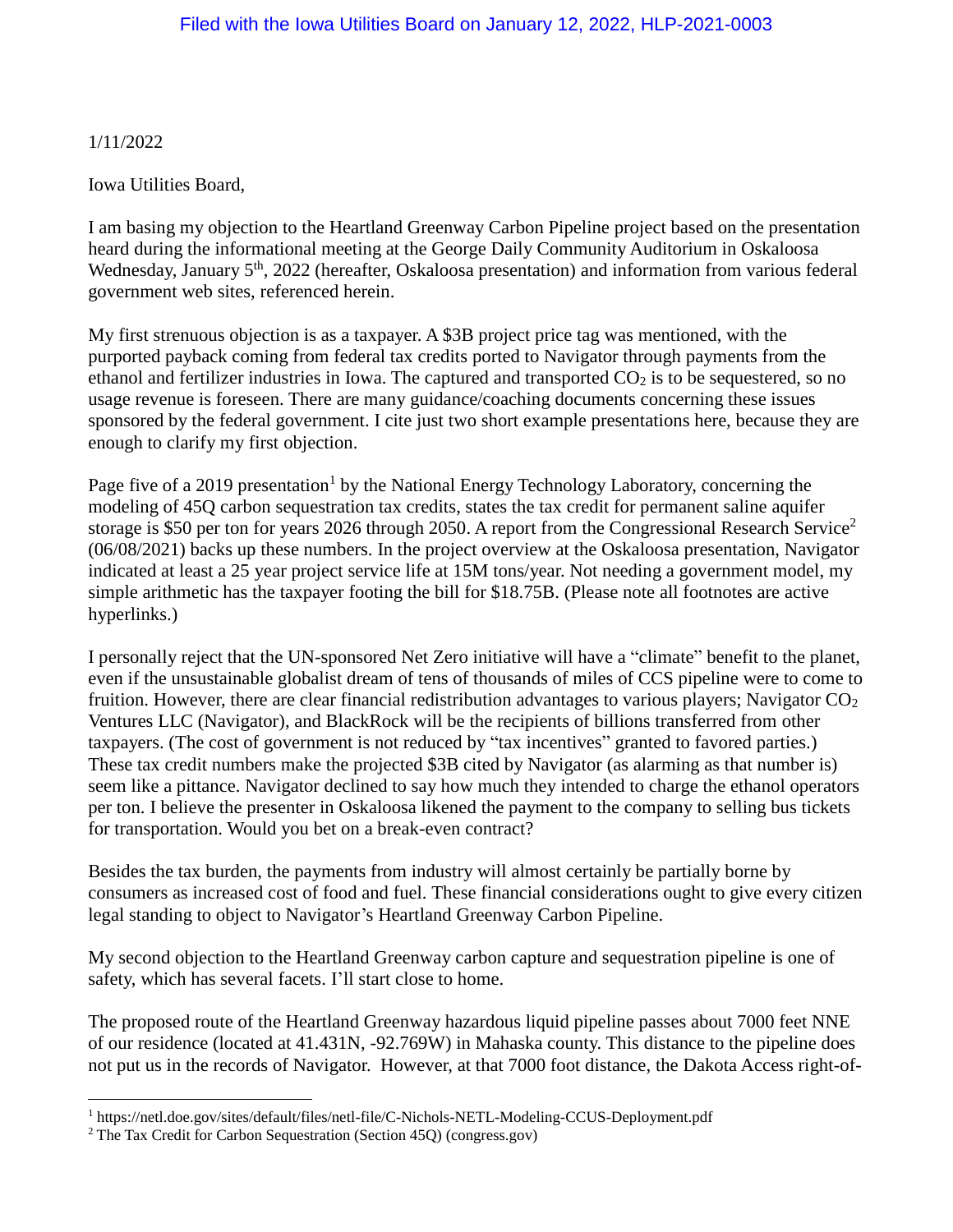Filed with the Iowa Utilities Board on January 12, 2022, HLP-2021-0003

1/11/2022

Iowa Utilities Board,

I am basing my objection to the Heartland Greenway Carbon Pipeline project based on the presentation heard during the informational meeting at the George Daily Community Auditorium in Oskaloosa Wednesday, January 5th, 2022 (hereafter, Oskaloosa presentation) and information from various federal government web sites, referenced herein.

My first strenuous objection is as a taxpayer. A $3B project price tag was mentioned, with the purported payback coming from federal tax credits ported to Navigator through payments from the ethanol and fertilizer industries in Iowa. The captured and transported $CO_2$ is to be sequestered, so no usage revenue is foreseen. There are many guidance/coaching documents concerning these issues sponsored by the federal government. I cite just two short example presentations here, because they are enough to clarify my first objection.

Page five of a 2019 presentation[1] by the National Energy Technology Laboratory, concerning the modeling of 45Q carbon sequestration tax credits, states the tax credit for permanent saline aquifer storage is $50 per ton for years 2026 through 2050. A report from the Congressional Research Service[2] (06/08/2021) backs up these numbers. In the project overview at the Oskaloosa presentation, Navigator indicated at least a 25 year project service life at 15M tons/year. Not needing a government model, my simple arithmetic has the taxpayer footing the bill for $18.75B. (Please note all footnotes are active hyperlinks.)

I personally reject that the UN-sponsored Net Zero initiative will have a "climate" benefit to the planet, even if the unsustainable globalist dream of tens of thousands of miles of CCS pipeline were to come to fruition. However, there are clear financial redistribution advantages to various players; Navigator $CO_2$ Ventures LLC (Navigator), and BlackRock will be the recipients of billions transferred from other taxpayers. (The cost of government is not reduced by "tax incentives" granted to favored parties.) These tax credit numbers make the projected $3B cited by Navigator (as alarming as that number is) seem like a pittance. Navigator declined to say how much they intended to charge the ethanol operators per ton. I believe the presenter in Oskaloosa likened the payment to the company to selling bus tickets for transportation. Would you bet on a break-even contract?

Besides the tax burden, the payments from industry will almost certainly be partially borne by consumers as increased cost of food and fuel. These financial considerations ought to give every citizen legal standing to object to Navigator's Heartland Greenway Carbon Pipeline.

My second objection to the Heartland Greenway carbon capture and sequestration pipeline is one of safety, which has several facets. I'll start close to home.

The proposed route of the Heartland Greenway hazardous liquid pipeline passes about 7000 feet NNE of our residence (located at 41.431N, -92.769W) in Mahaska county. This distance to the pipeline does not put us in the records of Navigator. However, at that 7000 foot distance, the Dakota Access right-of-

---

[1] https://netl.doe.gov/sites/default/files/netl-file/C-Nichols-NETL-Modeling-CCUS-Deployment.pdf

[2] The Tax Credit for Carbon Sequestration (Section 45Q) (congress.gov)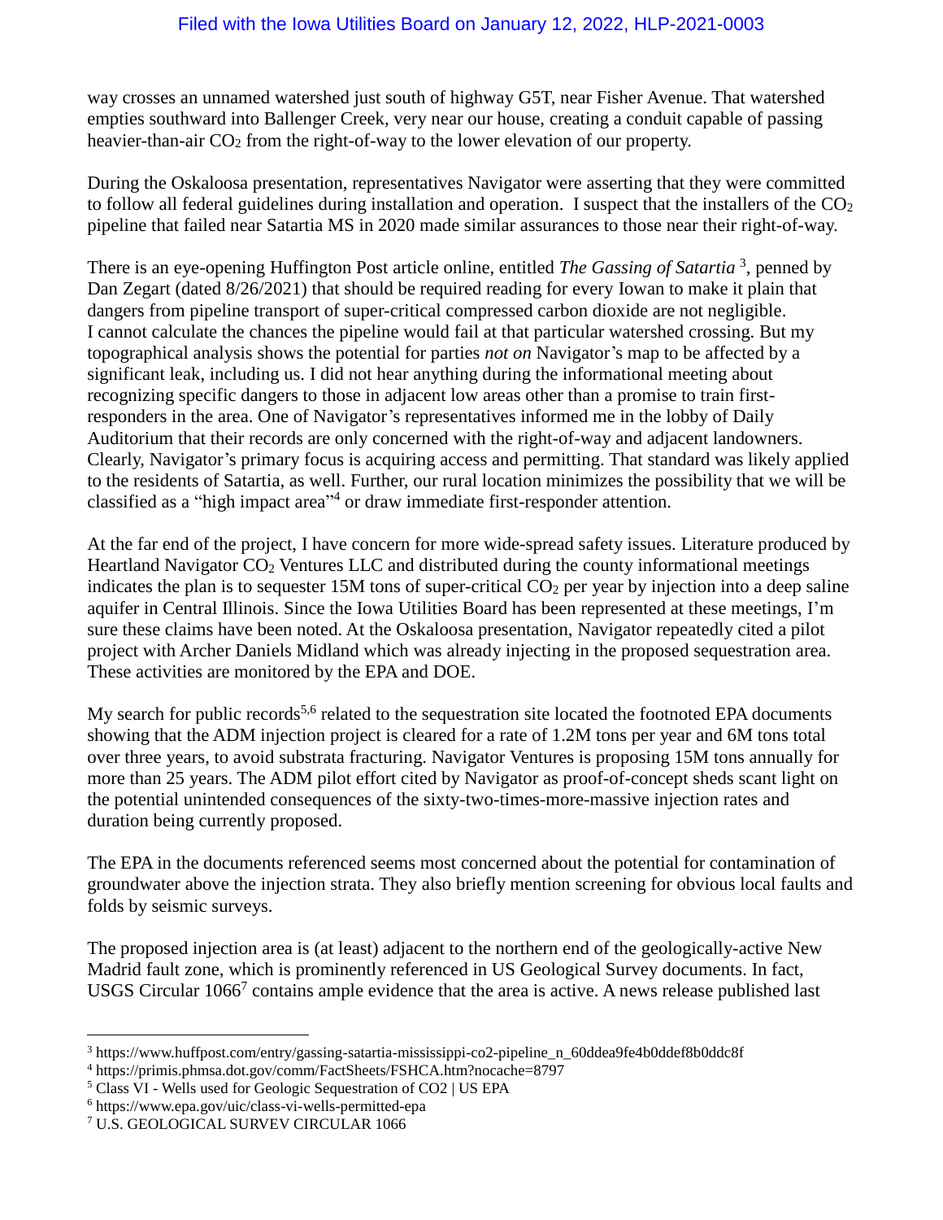way crosses an unnamed watershed just south of highway G5T, near Fisher Avenue. That watershed empties southward into Ballenger Creek, very near our house, creating a conduit capable of passing heavier-than-air $CO_2$ from the right-of-way to the lower elevation of our property.

During the Oskaloosa presentation, representatives Navigator were asserting that they were committed to follow all federal guidelines during installation and operation. I suspect that the installers of the $CO_2$ pipeline that failed near Satartia MS in 2020 made similar assurances to those near their right-of-way.

There is an eye-opening Huffington Post article online, entitled *The Gassing of Satartia* [3], penned by Dan Zegart (dated 8/26/2021) that should be required reading for every Iowan to make it plain that dangers from pipeline transport of super-critical compressed carbon dioxide are not negligible. I cannot calculate the chances the pipeline would fail at that particular watershed crossing. But my topographical analysis shows the potential for parties *not on* Navigator's map to be affected by a significant leak, including us. I did not hear anything during the informational meeting about recognizing specific dangers to those in adjacent low areas other than a promise to train first-responders in the area. One of Navigator's representatives informed me in the lobby of Daily Auditorium that their records are only concerned with the right-of-way and adjacent landowners. Clearly, Navigator's primary focus is acquiring access and permitting. That standard was likely applied to the residents of Satartia, as well. Further, our rural location minimizes the possibility that we will be classified as a "high impact area"[4] or draw immediate first-responder attention.

At the far end of the project, I have concern for more wide-spread safety issues. Literature produced by Heartland Navigator $CO_2$ Ventures LLC and distributed during the county informational meetings indicates the plan is to sequester 15M tons of super-critical $CO_2$ per year by injection into a deep saline aquifer in Central Illinois. Since the Iowa Utilities Board has been represented at these meetings, I'm sure these claims have been noted. At the Oskaloosa presentation, Navigator repeatedly cited a pilot project with Archer Daniels Midland which was already injecting in the proposed sequestration area. These activities are monitored by the EPA and DOE.

My search for public records[5,6] related to the sequestration site located the footnoted EPA documents showing that the ADM injection project is cleared for a rate of 1.2M tons per year and 6M tons total over three years, to avoid substrata fracturing. Navigator Ventures is proposing 15M tons annually for more than 25 years. The ADM pilot effort cited by Navigator as proof-of-concept sheds scant light on the potential unintended consequences of the sixty-two-times-more-massive injection rates and duration being currently proposed.

The EPA in the documents referenced seems most concerned about the potential for contamination of groundwater above the injection strata. They also briefly mention screening for obvious local faults and folds by seismic surveys.

The proposed injection area is (at least) adjacent to the northern end of the geologically-active New Madrid fault zone, which is prominently referenced in US Geological Survey documents. In fact, USGS Circular 1066[7] contains ample evidence that the area is active. A news release published last

---

[3] https://www.huffpost.com/entry/gassing-satartia-mississippi-co2-pipeline_n_60ddea9fe4b0ddef8b0ddc8f

[4] https://primis.phmsa.dot.gov/comm/FactSheets/FSHCA.htm?nocache=8797

[5] Class VI - Wells used for Geologic Sequestration of CO2 | US EPA

[6] https://www.epa.gov/uic/class-vi-wells-permitted-epa

[7] U.S. GEOLOGICAL SURVEV CIRCULAR 1066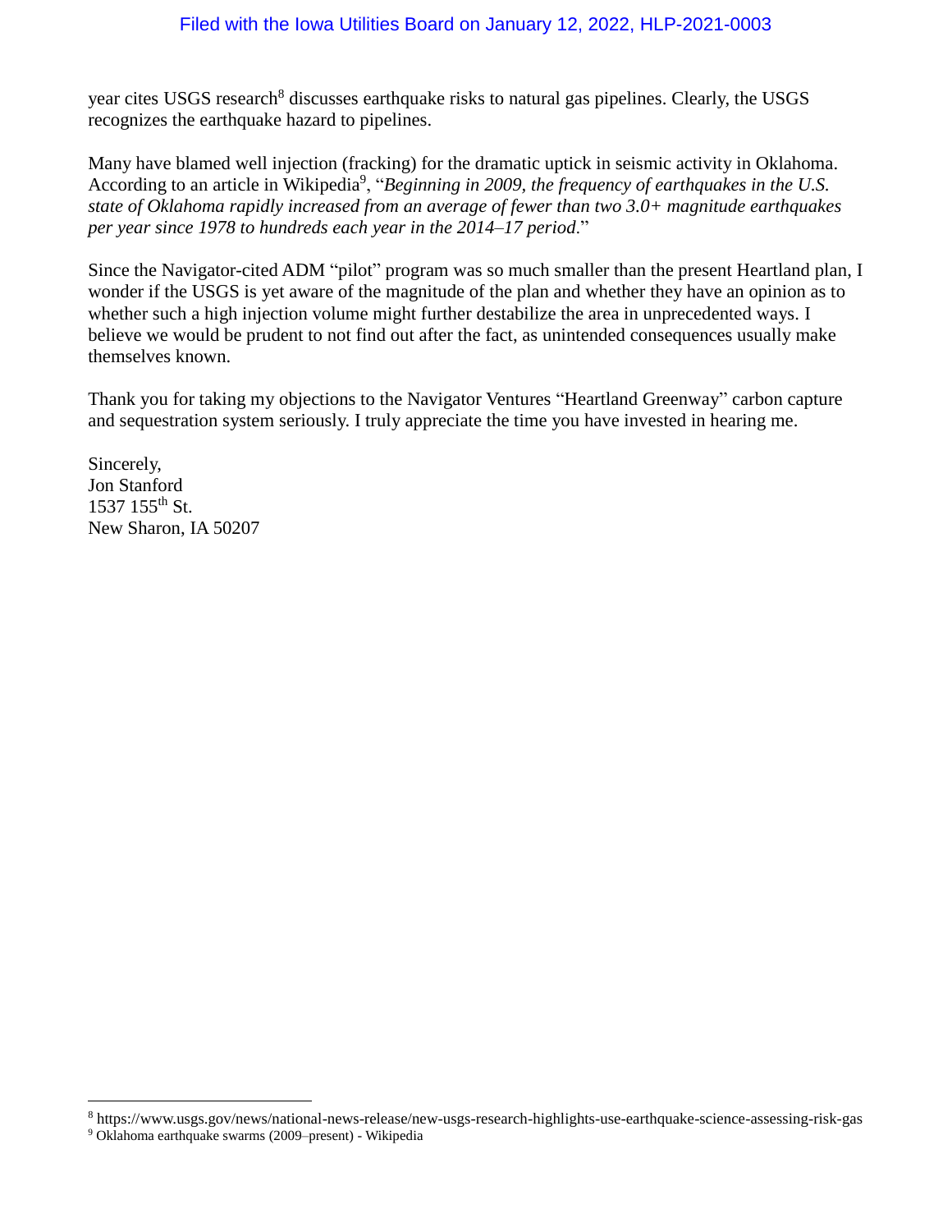year cites USGS research[8] discusses earthquake risks to natural gas pipelines. Clearly, the USGS recognizes the earthquake hazard to pipelines.

Many have blamed well injection (fracking) for the dramatic uptick in seismic activity in Oklahoma. According to an article in Wikipedia[9], "*Beginning in 2009, the frequency of earthquakes in the U.S. state of Oklahoma rapidly increased from an average of fewer than two 3.0+ magnitude earthquakes per year since 1978 to hundreds each year in the 2014–17 period*."

Since the Navigator-cited ADM "pilot" program was so much smaller than the present Heartland plan, I wonder if the USGS is yet aware of the magnitude of the plan and whether they have an opinion as to whether such a high injection volume might further destabilize the area in unprecedented ways. I believe we would be prudent to not find out after the fact, as unintended consequences usually make themselves known.

Thank you for taking my objections to the Navigator Ventures "Heartland Greenway" carbon capture and sequestration system seriously. I truly appreciate the time you have invested in hearing me.

Sincerely,
Jon Stanford
1537 155th St.
New Sharon, IA 50207

---

[8] https://www.usgs.gov/news/national-news-release/new-usgs-research-highlights-use-earthquake-science-assessing-risk-gas

[9] Oklahoma earthquake swarms (2009–present) - Wikipedia